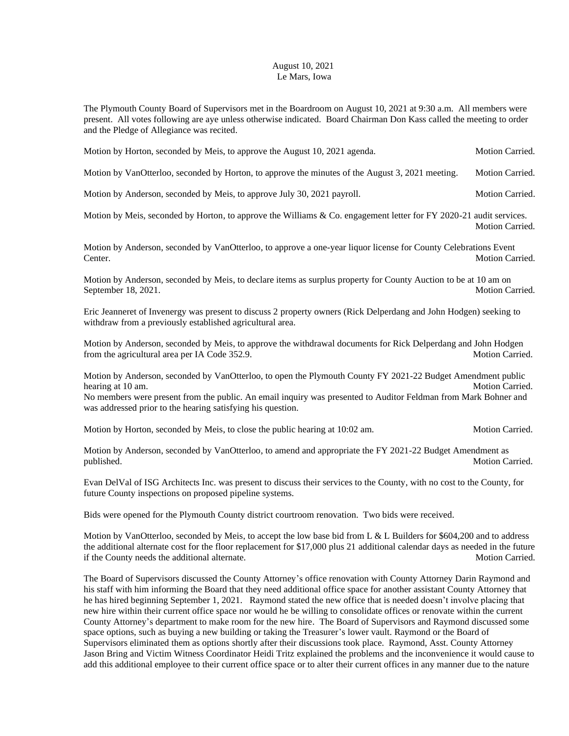August 10, 2021
Le Mars, Iowa

The Plymouth County Board of Supervisors met in the Boardroom on August 10, 2021 at 9:30 a.m. All members were present. All votes following are aye unless otherwise indicated. Board Chairman Don Kass called the meeting to order and the Pledge of Allegiance was recited.

Motion by Horton, seconded by Meis, to approve the August 10, 2021 agenda. Motion Carried.

Motion by VanOtterloo, seconded by Horton, to approve the minutes of the August 3, 2021 meeting. Motion Carried.

Motion by Anderson, seconded by Meis, to approve July 30, 2021 payroll. Motion Carried.

Motion by Meis, seconded by Horton, to approve the Williams & Co. engagement letter for FY 2020-21 audit services. Motion Carried.

Motion by Anderson, seconded by VanOtterloo, to approve a one-year liquor license for County Celebrations Event Center. Motion Carried.

Motion by Anderson, seconded by Meis, to declare items as surplus property for County Auction to be at 10 am on September 18, 2021. Motion Carried.

Eric Jeanneret of Invenergy was present to discuss 2 property owners (Rick Delperdang and John Hodgen) seeking to withdraw from a previously established agricultural area.

Motion by Anderson, seconded by Meis, to approve the withdrawal documents for Rick Delperdang and John Hodgen from the agricultural area per IA Code 352.9. Motion Carried.

Motion by Anderson, seconded by VanOtterloo, to open the Plymouth County FY 2021-22 Budget Amendment public hearing at 10 am. Motion Carried.
No members were present from the public. An email inquiry was presented to Auditor Feldman from Mark Bohner and was addressed prior to the hearing satisfying his question.

Motion by Horton, seconded by Meis, to close the public hearing at 10:02 am. Motion Carried.

Motion by Anderson, seconded by VanOtterloo, to amend and appropriate the FY 2021-22 Budget Amendment as published. Motion Carried.

Evan DelVal of ISG Architects Inc. was present to discuss their services to the County, with no cost to the County, for future County inspections on proposed pipeline systems.

Bids were opened for the Plymouth County district courtroom renovation. Two bids were received.

Motion by VanOtterloo, seconded by Meis, to accept the low base bid from L & L Builders for $604,200 and to address the additional alternate cost for the floor replacement for $17,000 plus 21 additional calendar days as needed in the future if the County needs the additional alternate. Motion Carried.

The Board of Supervisors discussed the County Attorney's office renovation with County Attorney Darin Raymond and his staff with him informing the Board that they need additional office space for another assistant County Attorney that he has hired beginning September 1, 2021. Raymond stated the new office that is needed doesn't involve placing that new hire within their current office space nor would he be willing to consolidate offices or renovate within the current County Attorney's department to make room for the new hire. The Board of Supervisors and Raymond discussed some space options, such as buying a new building or taking the Treasurer's lower vault. Raymond or the Board of Supervisors eliminated them as options shortly after their discussions took place. Raymond, Asst. County Attorney Jason Bring and Victim Witness Coordinator Heidi Tritz explained the problems and the inconvenience it would cause to add this additional employee to their current office space or to alter their current offices in any manner due to the nature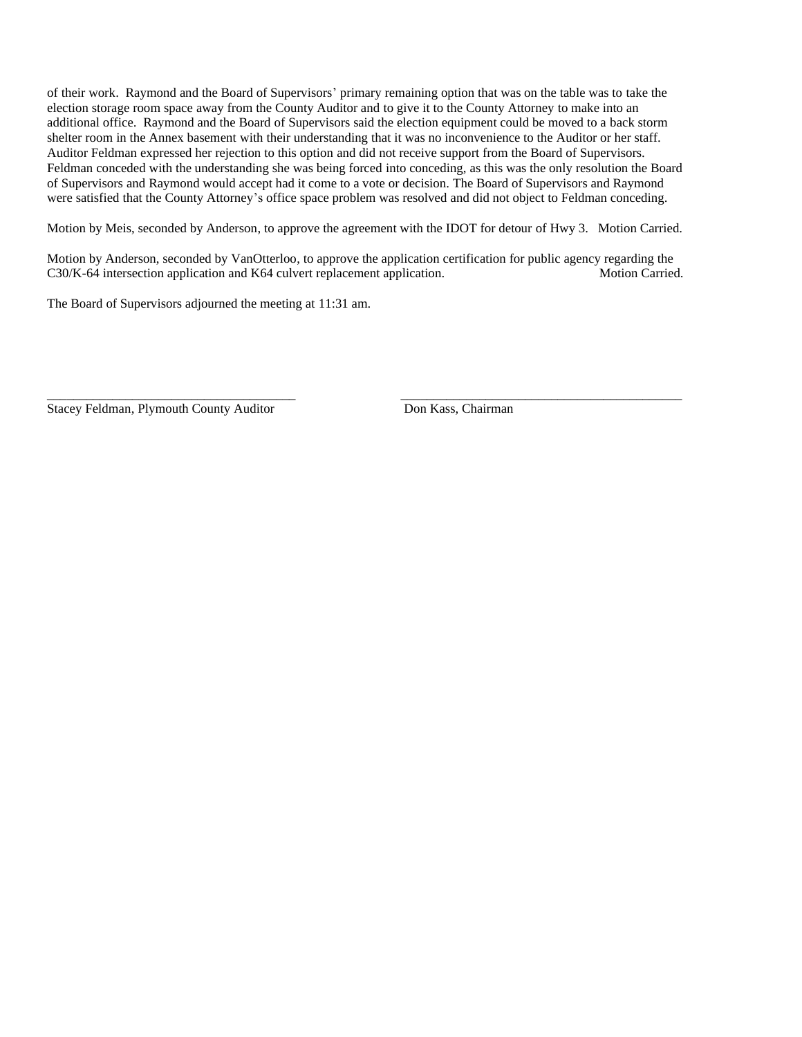of their work. Raymond and the Board of Supervisors' primary remaining option that was on the table was to take the election storage room space away from the County Auditor and to give it to the County Attorney to make into an additional office. Raymond and the Board of Supervisors said the election equipment could be moved to a back storm shelter room in the Annex basement with their understanding that it was no inconvenience to the Auditor or her staff. Auditor Feldman expressed her rejection to this option and did not receive support from the Board of Supervisors. Feldman conceded with the understanding she was being forced into conceding, as this was the only resolution the Board of Supervisors and Raymond would accept had it come to a vote or decision. The Board of Supervisors and Raymond were satisfied that the County Attorney's office space problem was resolved and did not object to Feldman conceding.

Motion by Meis, seconded by Anderson, to approve the agreement with the IDOT for detour of Hwy 3. Motion Carried.

Motion by Anderson, seconded by VanOtterloo, to approve the application certification for public agency regarding the C30/K-64 intersection application and K64 culvert replacement application. Motion Carried.

The Board of Supervisors adjourned the meeting at 11:31 am.

_______________________________________ _______________________________________

Stacey Feldman, Plymouth County Auditor Don Kass, Chairman